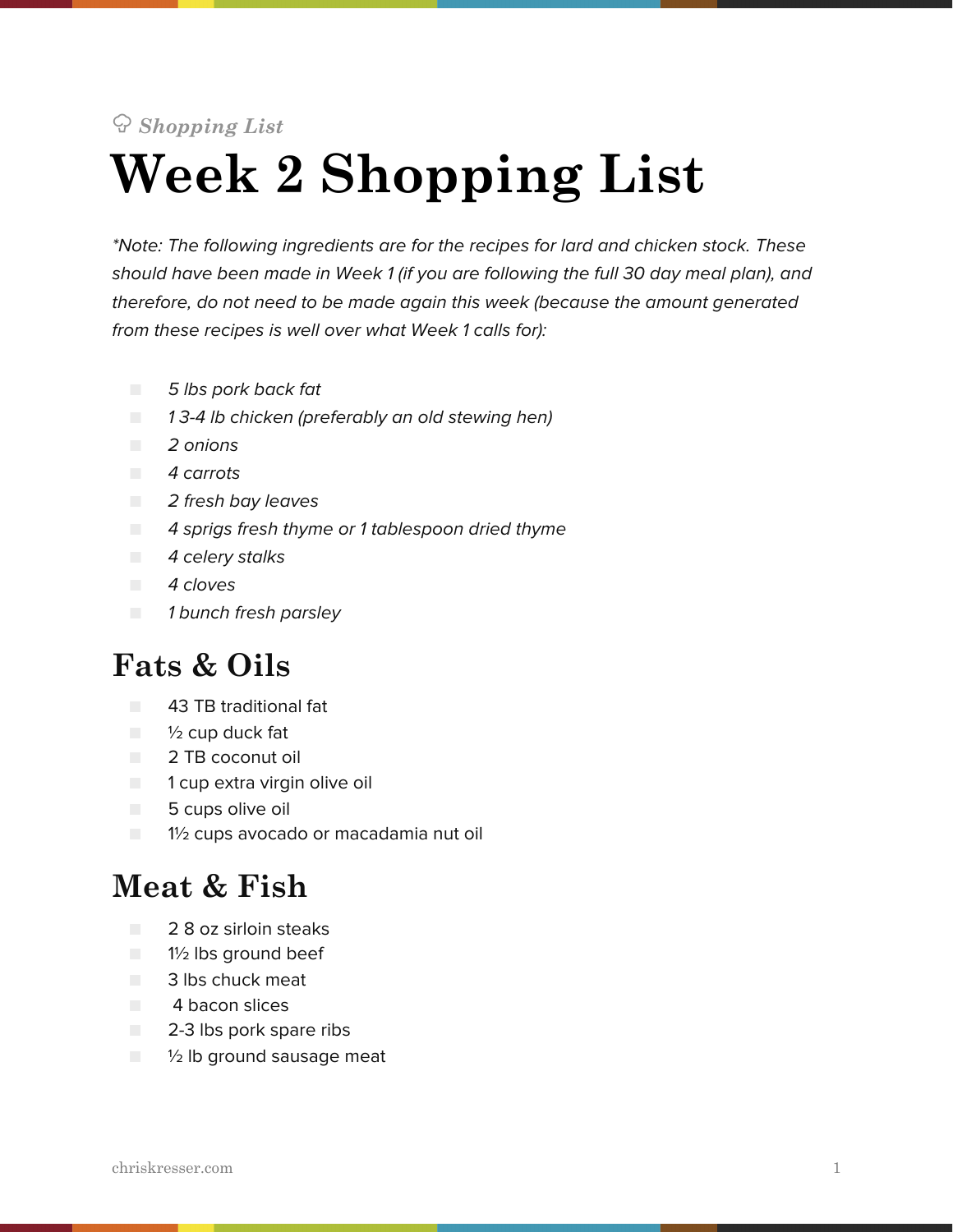*Shopping List*

# Week 2 Shopping List

*\*Note: The following ingredients are for the recipes for lard and chicken stock. These should have been made in Week 1 (if you are following the full 30 day meal plan), and therefore, do not need to be made again this week (because the amount generated from these recipes is well over what Week 1 calls for):*

- *5 lbs pork back fat*
- *1 3-4 lb chicken (preferably an old stewing hen)*
- *2 onions*
- *4 carrots*
- *2 fresh bay leaves*
- *4 sprigs fresh thyme or 1 tablespoon dried thyme*
- *4 celery stalks*
- *4 cloves*
- *1 bunch fresh parsley*

## Fats & Oils

- 43 TB traditional fat
- ½ cup duck fat
- 2 TB coconut oil
- 1 cup extra virgin olive oil
- 5 cups olive oil
- 1½ cups avocado or macadamia nut oil

## Meat & Fish

- 2 8 oz sirloin steaks
- 1½ lbs ground beef
- 3 lbs chuck meat
- 4 bacon slices
- 2-3 lbs pork spare ribs
- ½ lb ground sausage meat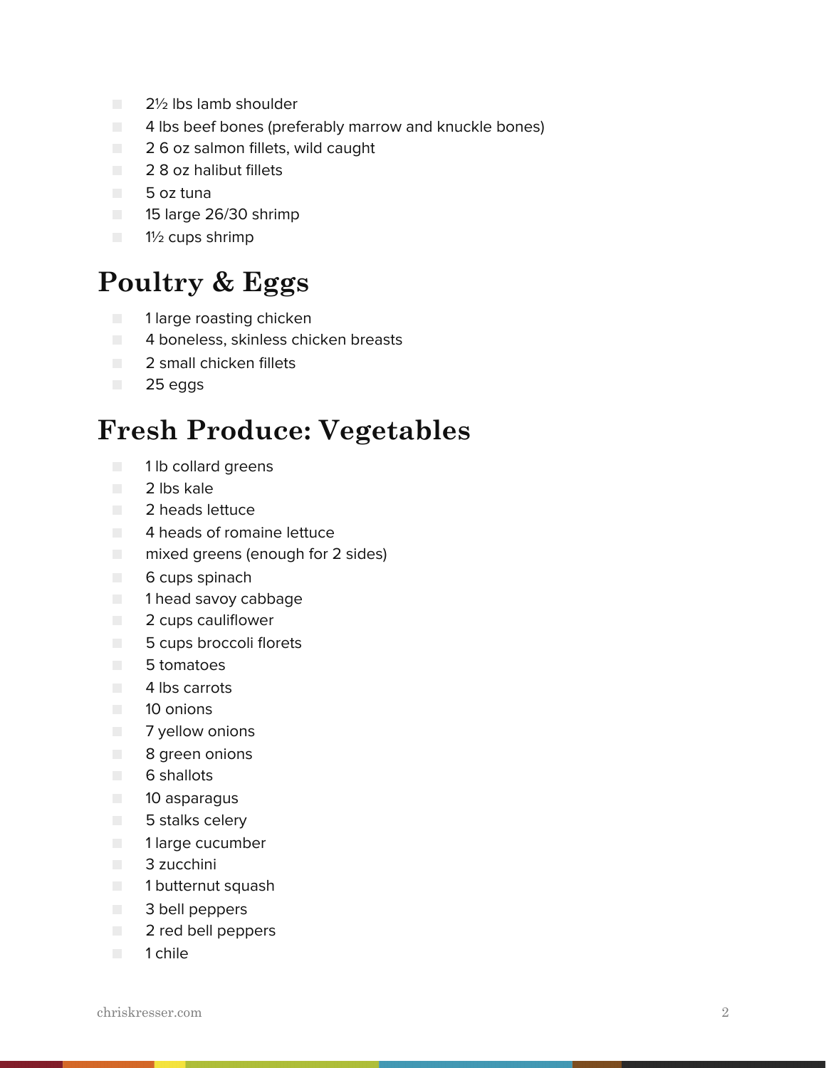- 2½ lbs lamb shoulder
- 4 lbs beef bones (preferably marrow and knuckle bones)
- 2 6 oz salmon fillets, wild caught
- 2 8 oz halibut fillets
- 5 oz tuna
- 15 large 26/30 shrimp
- 1½ cups shrimp

## Poultry & Eggs

- 1 large roasting chicken
- 4 boneless, skinless chicken breasts
- 2 small chicken fillets
- 25 eggs

## Fresh Produce: Vegetables

- 1 lb collard greens
- 2 lbs kale
- 2 heads lettuce
- 4 heads of romaine lettuce
- mixed greens (enough for 2 sides)
- 6 cups spinach
- 1 head savoy cabbage
- 2 cups cauliflower
- 5 cups broccoli florets
- 5 tomatoes
- 4 lbs carrots
- 10 onions
- 7 yellow onions
- 8 green onions
- 6 shallots
- 10 asparagus
- 5 stalks celery
- 1 large cucumber
- 3 zucchini
- 1 butternut squash
- 3 bell peppers
- 2 red bell peppers
- 1 chile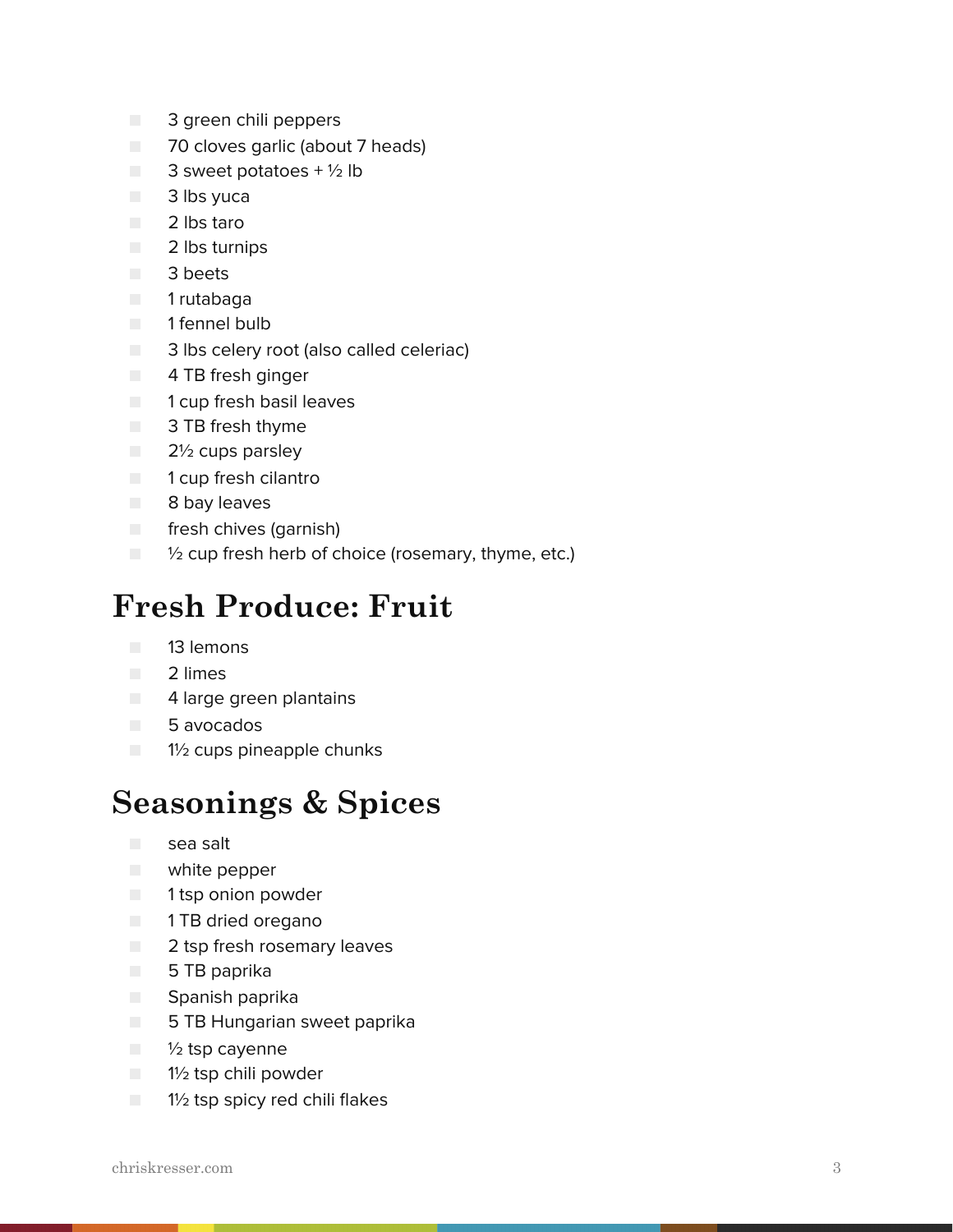- 3 green chili peppers
- 70 cloves garlic (about 7 heads)
- 3 sweet potatoes + ½ lb
- 3 lbs yuca
- 2 lbs taro
- 2 lbs turnips
- 3 beets
- 1 rutabaga
- 1 fennel bulb
- 3 lbs celery root (also called celeriac)
- 4 TB fresh ginger
- 1 cup fresh basil leaves
- 3 TB fresh thyme
- 2½ cups parsley
- 1 cup fresh cilantro
- 8 bay leaves
- fresh chives (garnish)
- ½ cup fresh herb of choice (rosemary, thyme, etc.)

# Fresh Produce: Fruit

- 13 lemons
- 2 limes
- 4 large green plantains
- 5 avocados
- 1½ cups pineapple chunks

# Seasonings & Spices

- sea salt
- white pepper
- 1 tsp onion powder
- 1 TB dried oregano
- 2 tsp fresh rosemary leaves
- 5 TB paprika
- Spanish paprika
- 5 TB Hungarian sweet paprika
- ½ tsp cayenne
- 1½ tsp chili powder
- 1½ tsp spicy red chili flakes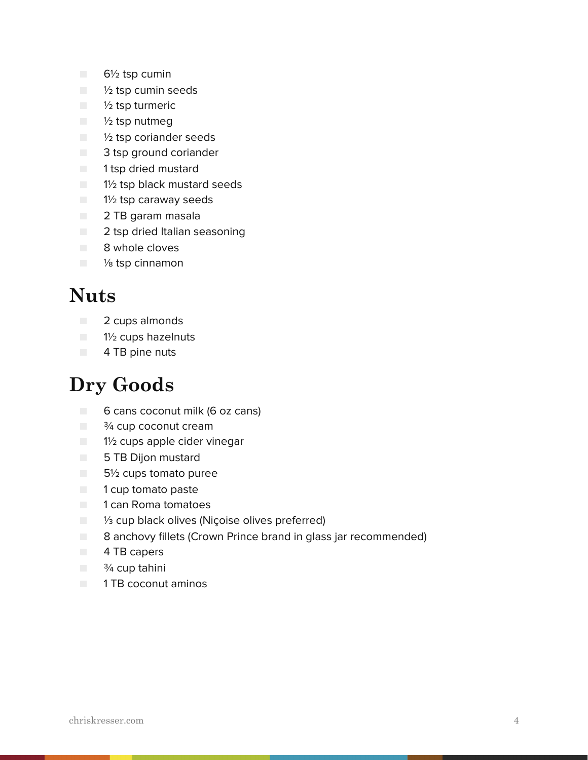- 6½ tsp cumin
- ½ tsp cumin seeds
- ½ tsp turmeric
- ½ tsp nutmeg
- ½ tsp coriander seeds
- 3 tsp ground coriander
- 1 tsp dried mustard
- 1½ tsp black mustard seeds
- 1½ tsp caraway seeds
- 2 TB garam masala
- 2 tsp dried Italian seasoning
- 8 whole cloves
- ⅛ tsp cinnamon

## Nuts

- 2 cups almonds
- 1½ cups hazelnuts
- 4 TB pine nuts

## Dry Goods

- 6 cans coconut milk (6 oz cans)
- ¾ cup coconut cream
- 1½ cups apple cider vinegar
- 5 TB Dijon mustard
- 5½ cups tomato puree
- 1 cup tomato paste
- 1 can Roma tomatoes
- ⅓ cup black olives (Niçoise olives preferred)
- 8 anchovy fillets (Crown Prince brand in glass jar recommended)
- 4 TB capers
- ¾ cup tahini
- 1 TB coconut aminos